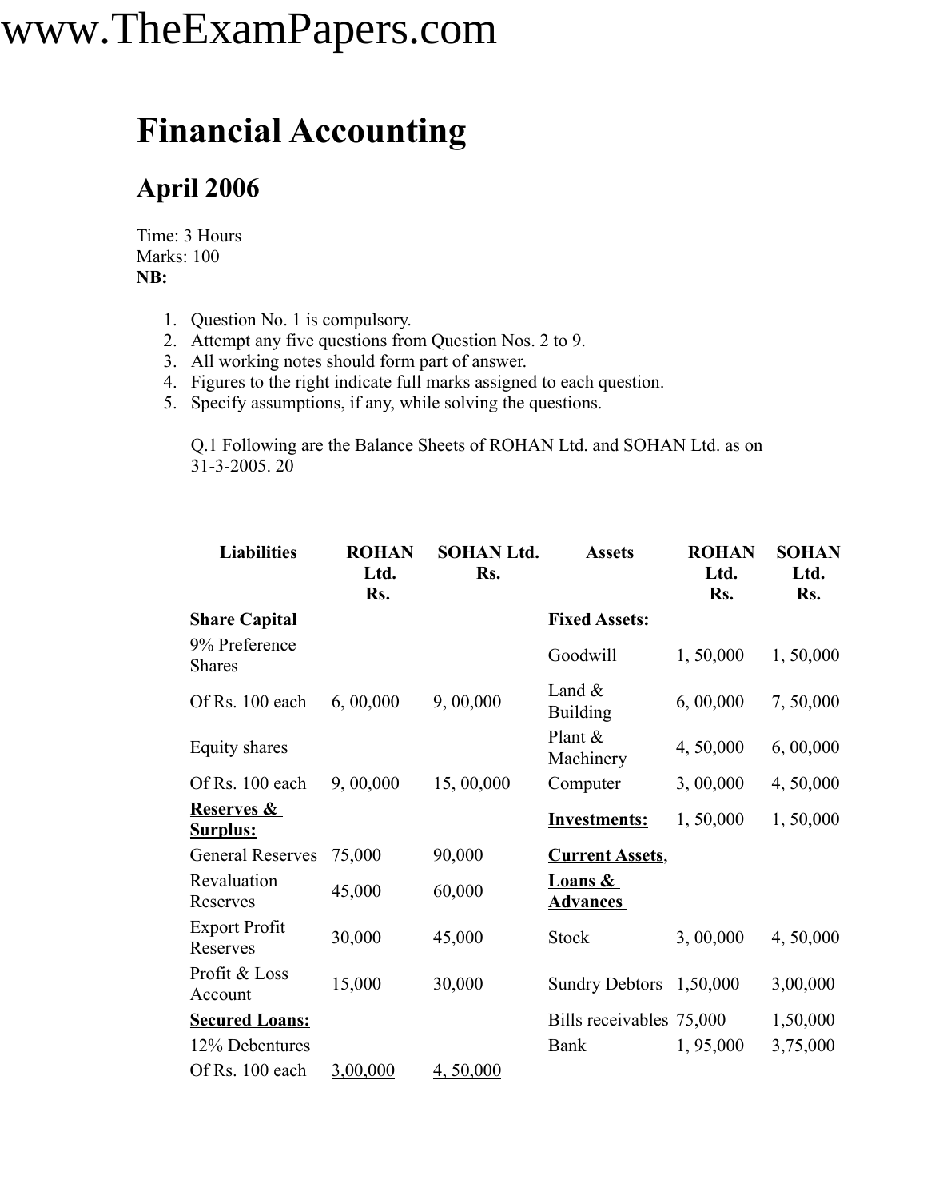# Financial Accounting

## April 2006

Time: 3 Hours
Marks: 100
**NB:**

1. Question No. 1 is compulsory.
2. Attempt any five questions from Question Nos. 2 to 9.
3. All working notes should form part of answer.
4. Figures to the right indicate full marks assigned to each question.
5. Specify assumptions, if any, while solving the questions.

Q.1 Following are the Balance Sheets of ROHAN Ltd. and SOHAN Ltd. as on 31-3-2005. 20

| Liabilities | ROHAN Ltd. Rs. | SOHAN Ltd. Rs. | Assets | ROHAN Ltd. Rs. | SOHAN Ltd. Rs. |
|---|---|---|---|---|---|
| **Share Capital** | | | **Fixed Assets:** | | |
| 9% Preference Shares | | | Goodwill | 1, 50,000 | 1, 50,000 |
| Of Rs. 100 each | 6, 00,000 | 9, 00,000 | Land & Building | 6, 00,000 | 7, 50,000 |
| Equity shares | | | Plant & Machinery | 4, 50,000 | 6, 00,000 |
| Of Rs. 100 each | 9, 00,000 | 15, 00,000 | Computer | 3, 00,000 | 4, 50,000 |
| **Reserves & Surplus:** | | | **Investments:** | 1, 50,000 | 1, 50,000 |
| General Reserves | 75,000 | 90,000 | **Current Assets**, | | |
| Revaluation Reserves | 45,000 | 60,000 | **Loans & Advances** | | |
| Export Profit Reserves | 30,000 | 45,000 | Stock | 3, 00,000 | 4, 50,000 |
| Profit & Loss Account | 15,000 | 30,000 | Sundry Debtors | 1,50,000 | 3,00,000 |
| **Secured Loans:** | | | Bills receivables | 75,000 | 1,50,000 |
| 12% Debentures | | | Bank | 1, 95,000 | 3,75,000 |
| Of Rs. 100 each | 3,00,000 | 4, 50,000 | | | |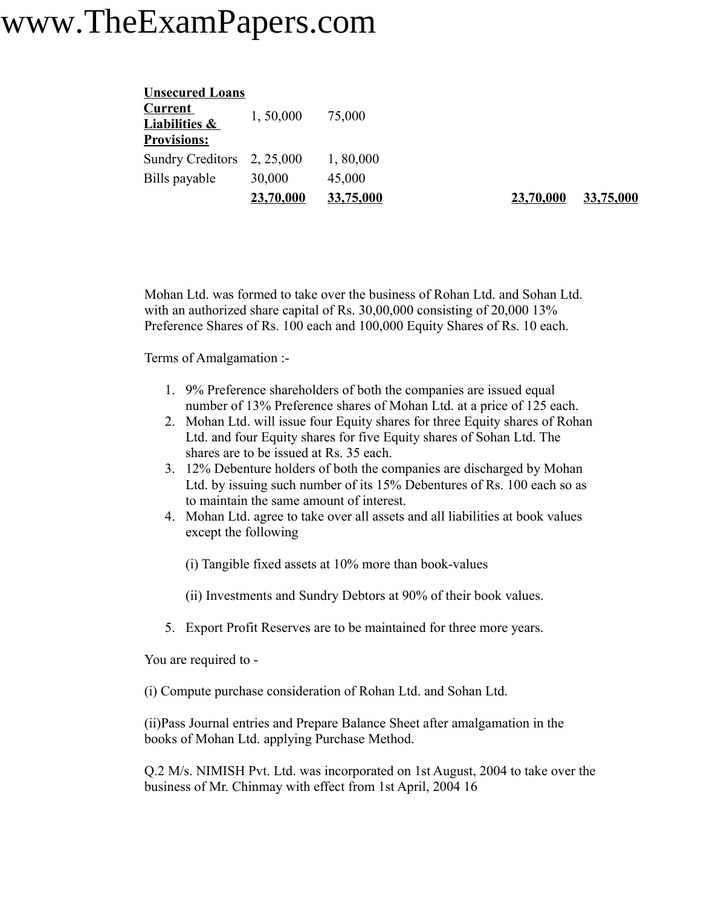| | | | | | |
|---|---|---|---|---|---|
| **Unsecured Loans** | | | | | |
| **Current Liabilities & Provisions:** | 1, 50,000 | 75,000 | | | |
| Sundry Creditors | 2, 25,000 | 1, 80,000 | | | |
| Bills payable | 30,000 | 45,000 | | | |
| | **23,70,000** | **33,75,000** | | **23,70,000** | **33,75,000** |

Mohan Ltd. was formed to take over the business of Rohan Ltd. and Sohan Ltd. with an authorized share capital of Rs. 30,00,000 consisting of 20,000 13% Preference Shares of Rs. 100 each and 100,000 Equity Shares of Rs. 10 each.

Terms of Amalgamation :-

1. 9% Preference shareholders of both the companies are issued equal number of 13% Preference shares of Mohan Ltd. at a price of 125 each.
2. Mohan Ltd. will issue four Equity shares for three Equity shares of Rohan Ltd. and four Equity shares for five Equity shares of Sohan Ltd. The shares are to be issued at Rs. 35 each.
3. 12% Debenture holders of both the companies are discharged by Mohan Ltd. by issuing such number of its 15% Debentures of Rs. 100 each so as to maintain the same amount of interest.
4. Mohan Ltd. agree to take over all assets and all liabilities at book values except the following

   (i) Tangible fixed assets at 10% more than book-values

   (ii) Investments and Sundry Debtors at 90% of their book values.

5. Export Profit Reserves are to be maintained for three more years.

You are required to -

(i) Compute purchase consideration of Rohan Ltd. and Sohan Ltd.

(ii)Pass Journal entries and Prepare Balance Sheet after amalgamation in the books of Mohan Ltd. applying Purchase Method.

Q.2 M/s. NIMISH Pvt. Ltd. was incorporated on 1st August, 2004 to take over the business of Mr. Chinmay with effect from 1st April, 2004 16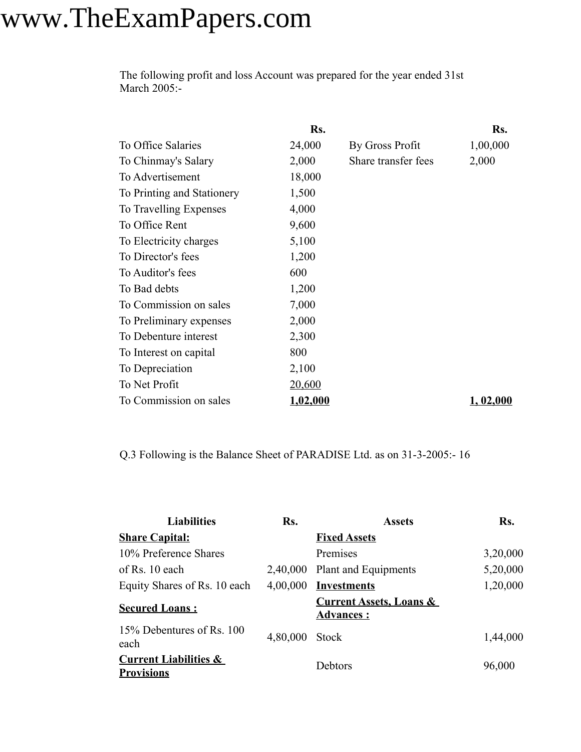The following profit and loss Account was prepared for the year ended 31st March 2005:-

| | Rs. | | Rs. |
|---|---|---|---|
| To Office Salaries | 24,000 | By Gross Profit | 1,00,000 |
| To Chinmay's Salary | 2,000 | Share transfer fees | 2,000 |
| To Advertisement | 18,000 | | |
| To Printing and Stationery | 1,500 | | |
| To Travelling Expenses | 4,000 | | |
| To Office Rent | 9,600 | | |
| To Electricity charges | 5,100 | | |
| To Director's fees | 1,200 | | |
| To Auditor's fees | 600 | | |
| To Bad debts | 1,200 | | |
| To Commission on sales | 7,000 | | |
| To Preliminary expenses | 2,000 | | |
| To Debenture interest | 2,300 | | |
| To Interest on capital | 800 | | |
| To Depreciation | 2,100 | | |
| To Net Profit | 20,600 | | |
| To Commission on sales | **1,02,000** | | **1, 02,000** |

Q.3 Following is the Balance Sheet of PARADISE Ltd. as on 31-3-2005:- 16

| Liabilities | Rs. | Assets | Rs. |
|---|---|---|---|
| **Share Capital:** | | **Fixed Assets** | |
| 10% Preference Shares | | Premises | 3,20,000 |
| of Rs. 10 each | 2,40,000 | Plant and Equipments | 5,20,000 |
| Equity Shares of Rs. 10 each | 4,00,000 | **Investments** | 1,20,000 |
| **Secured Loans :** | | **Current Assets, Loans & Advances :** | |
| 15% Debentures of Rs. 100 each | 4,80,000 | Stock | 1,44,000 |
| **Current Liabilities & Provisions** | | Debtors | 96,000 |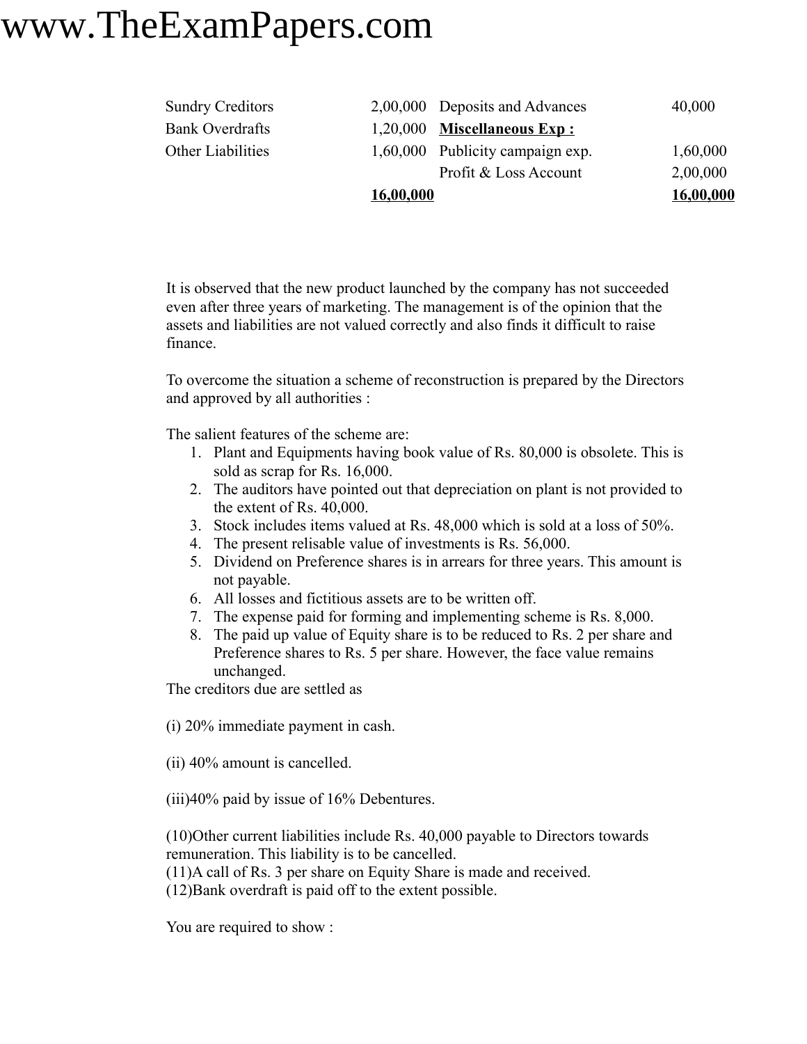| | | | |
|---|---|---|---|
| Sundry Creditors | 2,00,000 | Deposits and Advances | 40,000 |
| Bank Overdrafts | 1,20,000 | **Miscellaneous Exp :** | |
| Other Liabilities | 1,60,000 | Publicity campaign exp. | 1,60,000 |
| | | Profit & Loss Account | 2,00,000 |
| | **16,00,000** | | **16,00,000** |

It is observed that the new product launched by the company has not succeeded even after three years of marketing. The management is of the opinion that the assets and liabilities are not valued correctly and also finds it difficult to raise finance.

To overcome the situation a scheme of reconstruction is prepared by the Directors and approved by all authorities :

The salient features of the scheme are:

1. Plant and Equipments having book value of Rs. 80,000 is obsolete. This is sold as scrap for Rs. 16,000.
2. The auditors have pointed out that depreciation on plant is not provided to the extent of Rs. 40,000.
3. Stock includes items valued at Rs. 48,000 which is sold at a loss of 50%.
4. The present relisable value of investments is Rs. 56,000.
5. Dividend on Preference shares is in arrears for three years. This amount is not payable.
6. All losses and fictitious assets are to be written off.
7. The expense paid for forming and implementing scheme is Rs. 8,000.
8. The paid up value of Equity share is to be reduced to Rs. 2 per share and Preference shares to Rs. 5 per share. However, the face value remains unchanged.

The creditors due are settled as

(i) 20% immediate payment in cash.

(ii) 40% amount is cancelled.

(iii)40% paid by issue of 16% Debentures.

(10)Other current liabilities include Rs. 40,000 payable to Directors towards remuneration. This liability is to be cancelled.
(11)A call of Rs. 3 per share on Equity Share is made and received.
(12)Bank overdraft is paid off to the extent possible.

You are required to show :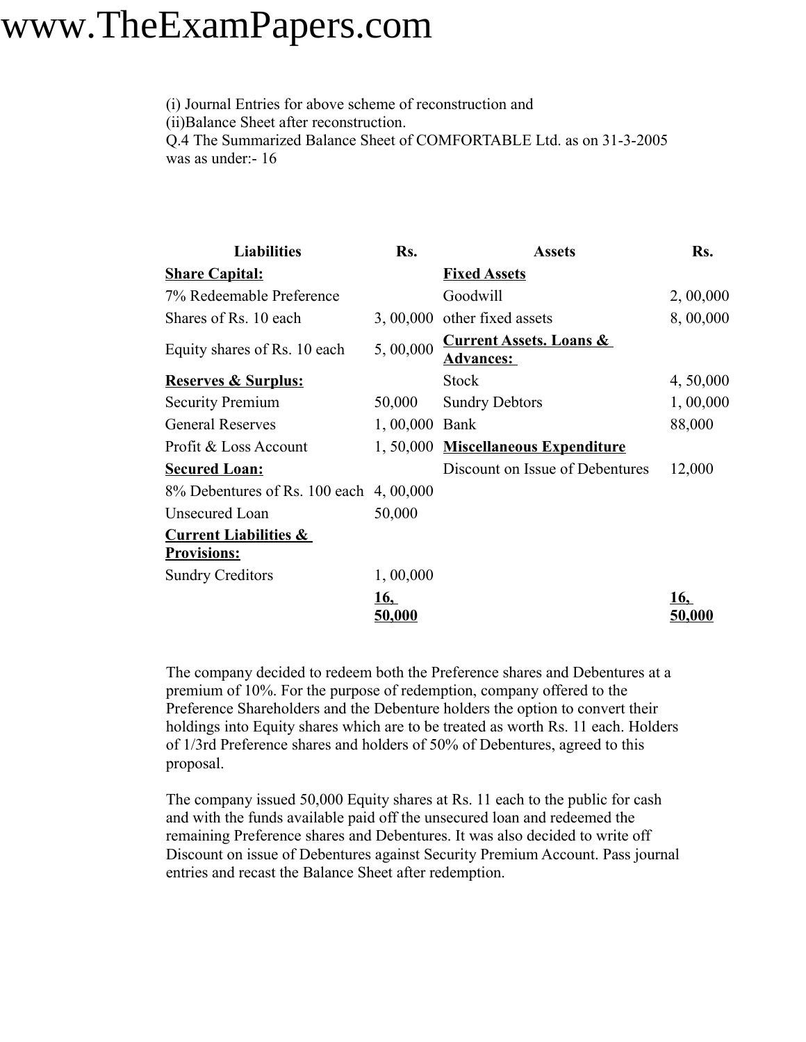(i) Journal Entries for above scheme of reconstruction and
(ii)Balance Sheet after reconstruction.
Q.4 The Summarized Balance Sheet of COMFORTABLE Ltd. as on 31-3-2005 was as under:- 16

| Liabilities | Rs. | Assets | Rs. |
|---|---|---|---|
| **Share Capital:** | | **Fixed Assets** | |
| 7% Redeemable Preference | | Goodwill | 2, 00,000 |
| Shares of Rs. 10 each | 3, 00,000 | other fixed assets | 8, 00,000 |
| Equity shares of Rs. 10 each | 5, 00,000 | **Current Assets. Loans & Advances:** | |
| **Reserves & Surplus:** | | Stock | 4, 50,000 |
| Security Premium | 50,000 | Sundry Debtors | 1, 00,000 |
| General Reserves | 1, 00,000 | Bank | 88,000 |
| Profit & Loss Account | 1, 50,000 | **Miscellaneous Expenditure** | |
| **Secured Loan:** | | Discount on Issue of Debentures | 12,000 |
| 8% Debentures of Rs. 100 each | 4, 00,000 | | |
| Unsecured Loan | 50,000 | | |
| **Current Liabilities & Provisions:** | | | |
| Sundry Creditors | 1, 00,000 | | |
| | **16, 50,000** | | **16, 50,000** |

The company decided to redeem both the Preference shares and Debentures at a premium of 10%. For the purpose of redemption, company offered to the Preference Shareholders and the Debenture holders the option to convert their holdings into Equity shares which are to be treated as worth Rs. 11 each. Holders of 1/3rd Preference shares and holders of 50% of Debentures, agreed to this proposal.

The company issued 50,000 Equity shares at Rs. 11 each to the public for cash and with the funds available paid off the unsecured loan and redeemed the remaining Preference shares and Debentures. It was also decided to write off Discount on issue of Debentures against Security Premium Account. Pass journal entries and recast the Balance Sheet after redemption.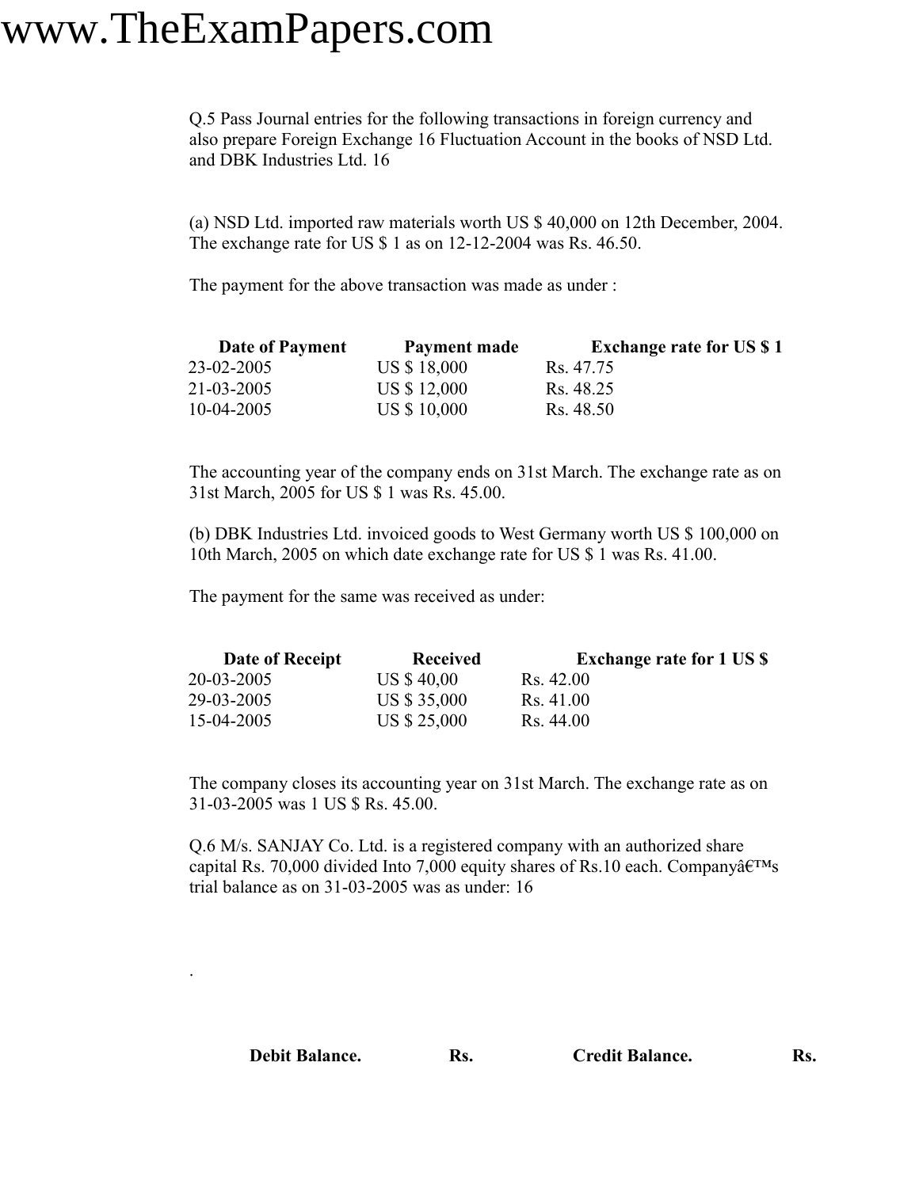Q.5 Pass Journal entries for the following transactions in foreign currency and also prepare Foreign Exchange 16 Fluctuation Account in the books of NSD Ltd. and DBK Industries Ltd. 16

(a) NSD Ltd. imported raw materials worth US $ 40,000 on 12th December, 2004. The exchange rate for US $ 1 as on 12-12-2004 was Rs. 46.50.

The payment for the above transaction was made as under :

| Date of Payment | Payment made | Exchange rate for US $ 1 |
|---|---|---|
| 23-02-2005 | US $ 18,000 | Rs. 47.75 |
| 21-03-2005 | US $ 12,000 | Rs. 48.25 |
| 10-04-2005 | US $ 10,000 | Rs. 48.50 |

The accounting year of the company ends on 31st March. The exchange rate as on 31st March, 2005 for US $ 1 was Rs. 45.00.

(b) DBK Industries Ltd. invoiced goods to West Germany worth US $ 100,000 on 10th March, 2005 on which date exchange rate for US $ 1 was Rs. 41.00.

The payment for the same was received as under:

| Date of Receipt | Received | Exchange rate for 1 US $ |
|---|---|---|
| 20-03-2005 | US $ 40,00 | Rs. 42.00 |
| 29-03-2005 | US $ 35,000 | Rs. 41.00 |
| 15-04-2005 | US $ 25,000 | Rs. 44.00 |

The company closes its accounting year on 31st March. The exchange rate as on 31-03-2005 was 1 US $ Rs. 45.00.

Q.6 M/s. SANJAY Co. Ltd. is a registered company with an authorized share capital Rs. 70,000 divided Into 7,000 equity shares of Rs.10 each. Companyâ€™s trial balance as on 31-03-2005 was as under: 16

.

| Debit Balance. | Rs. | Credit Balance. | Rs. |
|---|---|---|---|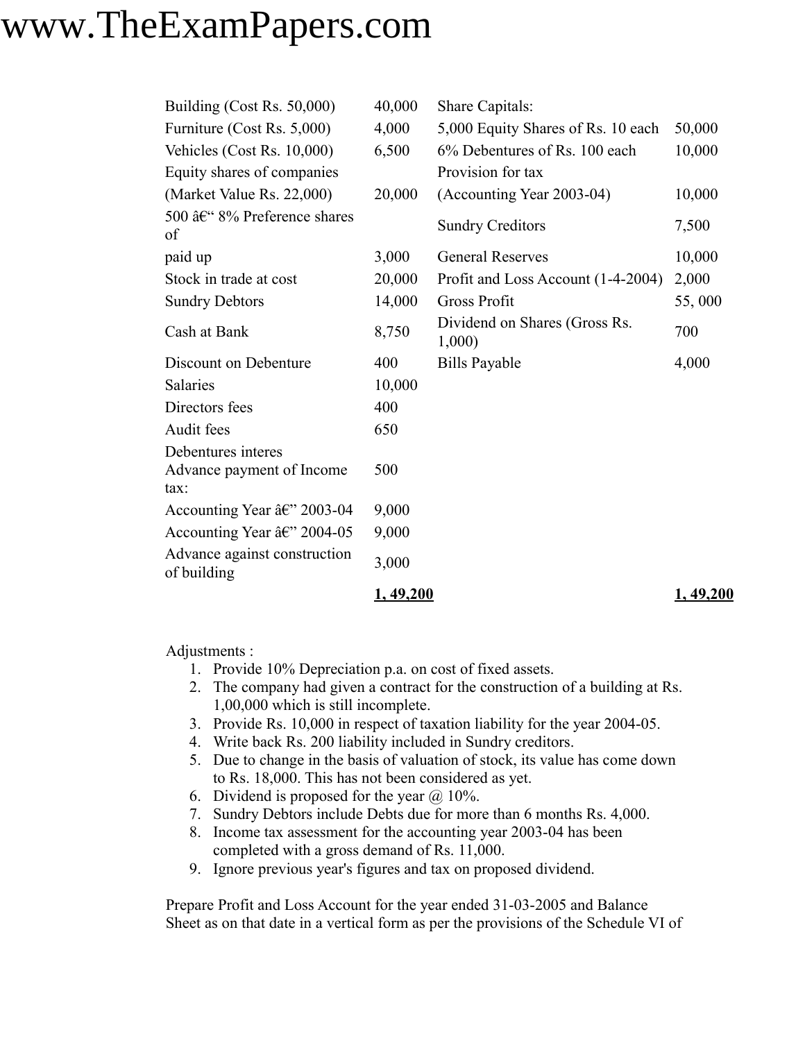| | | | |
|---|---|---|---|
| Building (Cost Rs. 50,000) | 40,000 | Share Capitals: | |
| Furniture (Cost Rs. 5,000) | 4,000 | 5,000 Equity Shares of Rs. 10 each | 50,000 |
| Vehicles (Cost Rs. 10,000) | 6,500 | 6% Debentures of Rs. 100 each | 10,000 |
| Equity shares of companies | | Provision for tax | |
| (Market Value Rs. 22,000) | 20,000 | (Accounting Year 2003-04) | 10,000 |
| 500 â€“ 8% Preference shares of | | Sundry Creditors | 7,500 |
| paid up | 3,000 | General Reserves | 10,000 |
| Stock in trade at cost | 20,000 | Profit and Loss Account (1-4-2004) | 2,000 |
| Sundry Debtors | 14,000 | Gross Profit | 55, 000 |
| Cash at Bank | 8,750 | Dividend on Shares (Gross Rs. 1,000) | 700 |
| Discount on Debenture | 400 | Bills Payable | 4,000 |
| Salaries | 10,000 | | |
| Directors fees | 400 | | |
| Audit fees | 650 | | |
| Debentures interes | | | |
| Advance payment of Income tax: | 500 | | |
| Accounting Year â€” 2003-04 | 9,000 | | |
| Accounting Year â€” 2004-05 | 9,000 | | |
| Advance against construction of building | 3,000 | | |
| | **1, 49,200** | | **1, 49,200** |

Adjustments :

1. Provide 10% Depreciation p.a. on cost of fixed assets.
2. The company had given a contract for the construction of a building at Rs. 1,00,000 which is still incomplete.
3. Provide Rs. 10,000 in respect of taxation liability for the year 2004-05.
4. Write back Rs. 200 liability included in Sundry creditors.
5. Due to change in the basis of valuation of stock, its value has come down to Rs. 18,000. This has not been considered as yet.
6. Dividend is proposed for the year @ 10%.
7. Sundry Debtors include Debts due for more than 6 months Rs. 4,000.
8. Income tax assessment for the accounting year 2003-04 has been completed with a gross demand of Rs. 11,000.
9. Ignore previous year's figures and tax on proposed dividend.

Prepare Profit and Loss Account for the year ended 31-03-2005 and Balance Sheet as on that date in a vertical form as per the provisions of the Schedule VI of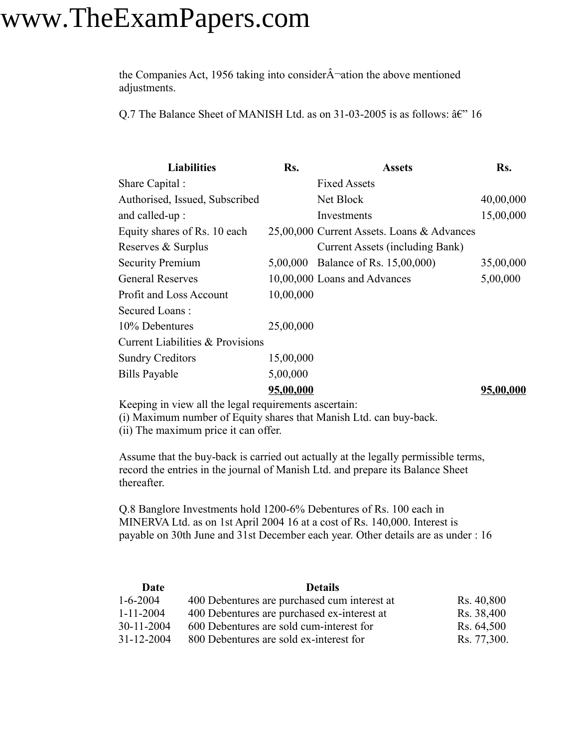the Companies Act, 1956 taking into considerÂ¬ation the above mentioned adjustments.

Q.7 The Balance Sheet of MANISH Ltd. as on 31-03-2005 is as follows: â€" 16

| Liabilities | Rs. | Assets | Rs. |
|---|---|---|---|
| Share Capital : | | Fixed Assets | |
| Authorised, Issued, Subscribed | | Net Block | 40,00,000 |
| and called-up : | | Investments | 15,00,000 |
| Equity shares of Rs. 10 each | 25,00,000 | Current Assets. Loans & Advances | |
| Reserves & Surplus | | Current Assets (including Bank) | |
| Security Premium | 5,00,000 | Balance of Rs. 15,00,000) | 35,00,000 |
| General Reserves | 10,00,000 | Loans and Advances | 5,00,000 |
| Profit and Loss Account | 10,00,000 | | |
| Secured Loans : | | | |
| 10% Debentures | 25,00,000 | | |
| Current Liabilities & Provisions | | | |
| Sundry Creditors | 15,00,000 | | |
| Bills Payable | 5,00,000 | | |
| | **95,00,000** | | **95,00,000** |

Keeping in view all the legal requirements ascertain:
(i) Maximum number of Equity shares that Manish Ltd. can buy-back.
(ii) The maximum price it can offer.

Assume that the buy-back is carried out actually at the legally permissible terms, record the entries in the journal of Manish Ltd. and prepare its Balance Sheet thereafter.

Q.8 Banglore Investments hold 1200-6% Debentures of Rs. 100 each in MINERVA Ltd. as on 1st April 2004 16 at a cost of Rs. 140,000. Interest is payable on 30th June and 31st December each year. Other details are as under : 16

| Date | Details | |
|---|---|---|
| 1-6-2004 | 400 Debentures are purchased cum interest at | Rs. 40,800 |
| 1-11-2004 | 400 Debentures are purchased ex-interest at | Rs. 38,400 |
| 30-11-2004 | 600 Debentures are sold cum-interest for | Rs. 64,500 |
| 31-12-2004 | 800 Debentures are sold ex-interest for | Rs. 77,300. |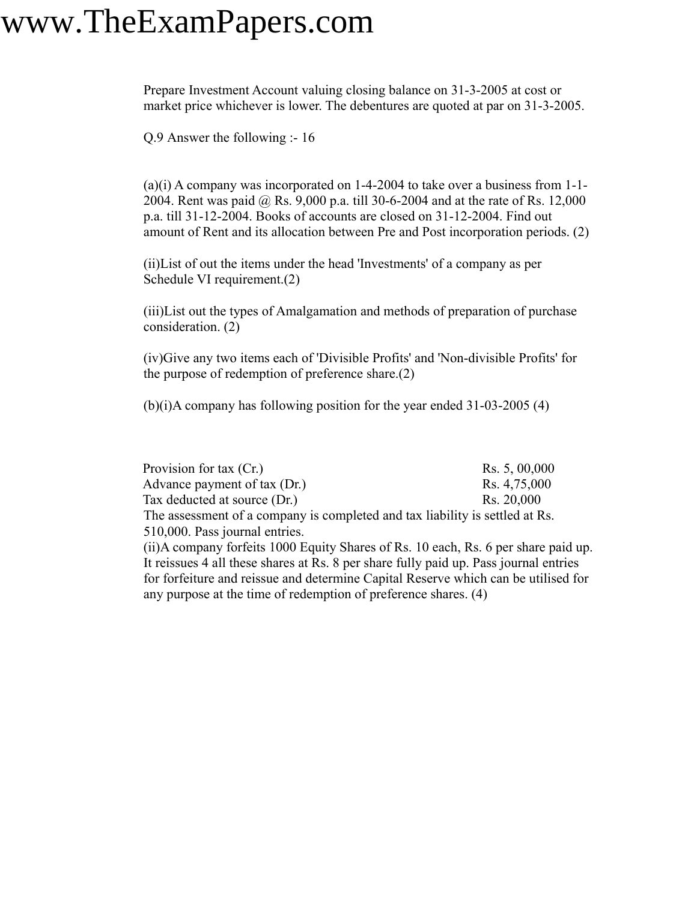Prepare Investment Account valuing closing balance on 31-3-2005 at cost or market price whichever is lower. The debentures are quoted at par on 31-3-2005.

Q.9 Answer the following :- 16

(a)(i) A company was incorporated on 1-4-2004 to take over a business from 1-1-2004. Rent was paid @ Rs. 9,000 p.a. till 30-6-2004 and at the rate of Rs. 12,000 p.a. till 31-12-2004. Books of accounts are closed on 31-12-2004. Find out amount of Rent and its allocation between Pre and Post incorporation periods. (2)

(ii)List of out the items under the head 'Investments' of a company as per Schedule VI requirement.(2)

(iii)List out the types of Amalgamation and methods of preparation of purchase consideration. (2)

(iv)Give any two items each of 'Divisible Profits' and 'Non-divisible Profits' for the purpose of redemption of preference share.(2)

(b)(i)A company has following position for the year ended 31-03-2005 (4)

| | |
|---|---|
| Provision for tax (Cr.) | Rs. 5, 00,000 |
| Advance payment of tax (Dr.) | Rs. 4,75,000 |
| Tax deducted at source (Dr.) | Rs. 20,000 |

The assessment of a company is completed and tax liability is settled at Rs. 510,000. Pass journal entries.

(ii)A company forfeits 1000 Equity Shares of Rs. 10 each, Rs. 6 per share paid up. It reissues 4 all these shares at Rs. 8 per share fully paid up. Pass journal entries for forfeiture and reissue and determine Capital Reserve which can be utilised for any purpose at the time of redemption of preference shares. (4)